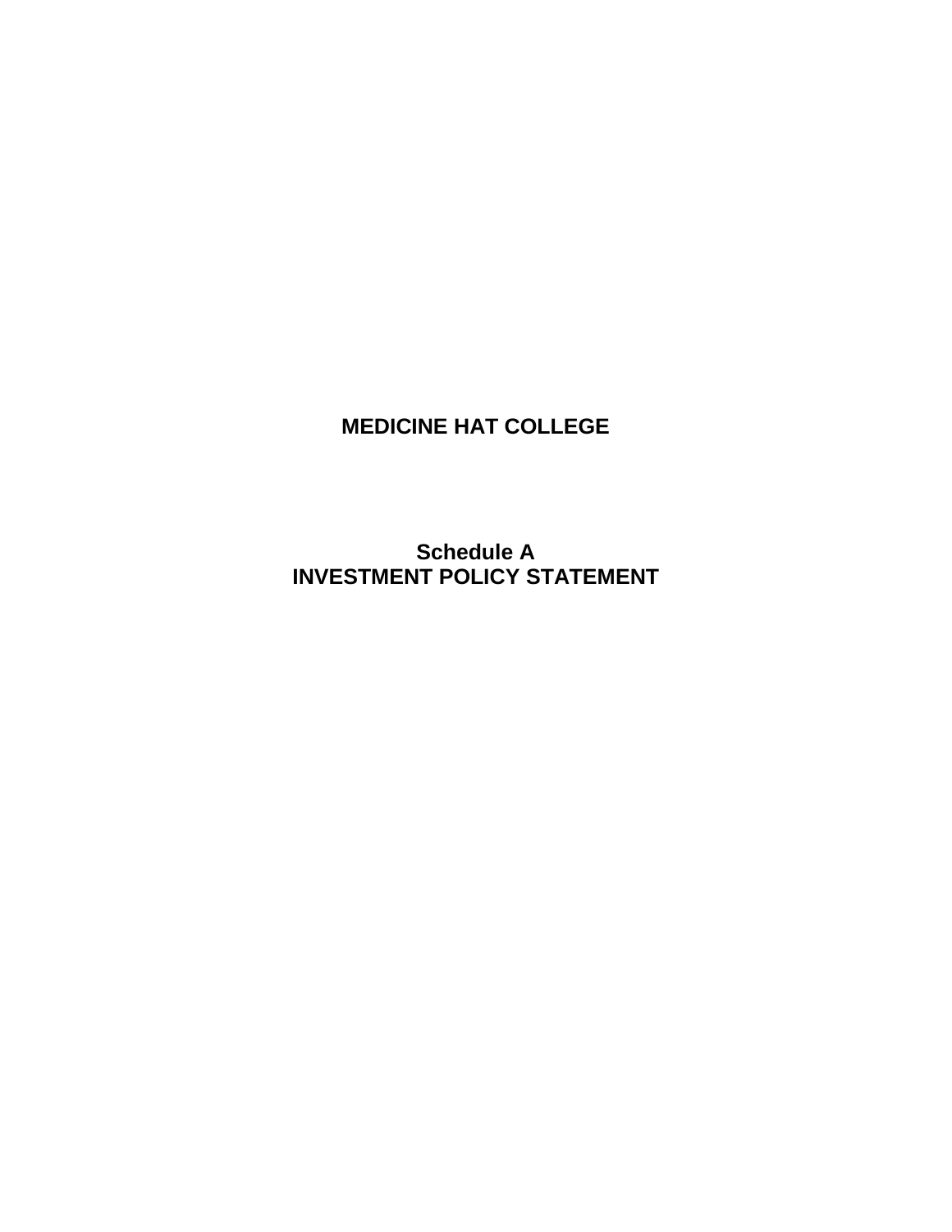# MEDICINE HAT COLLEGE

## Schedule A
## INVESTMENT POLICY STATEMENT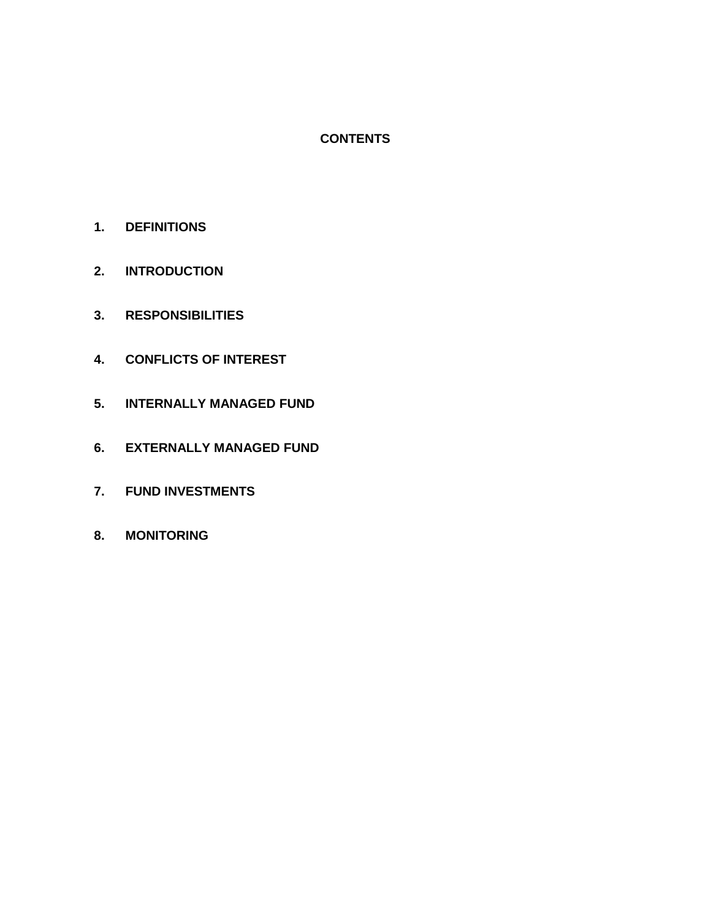**CONTENTS**

1. **DEFINITIONS**
2. **INTRODUCTION**
3. **RESPONSIBILITIES**
4. **CONFLICTS OF INTEREST**
5. **INTERNALLY MANAGED FUND**
6. **EXTERNALLY MANAGED FUND**
7. **FUND INVESTMENTS**
8. **MONITORING**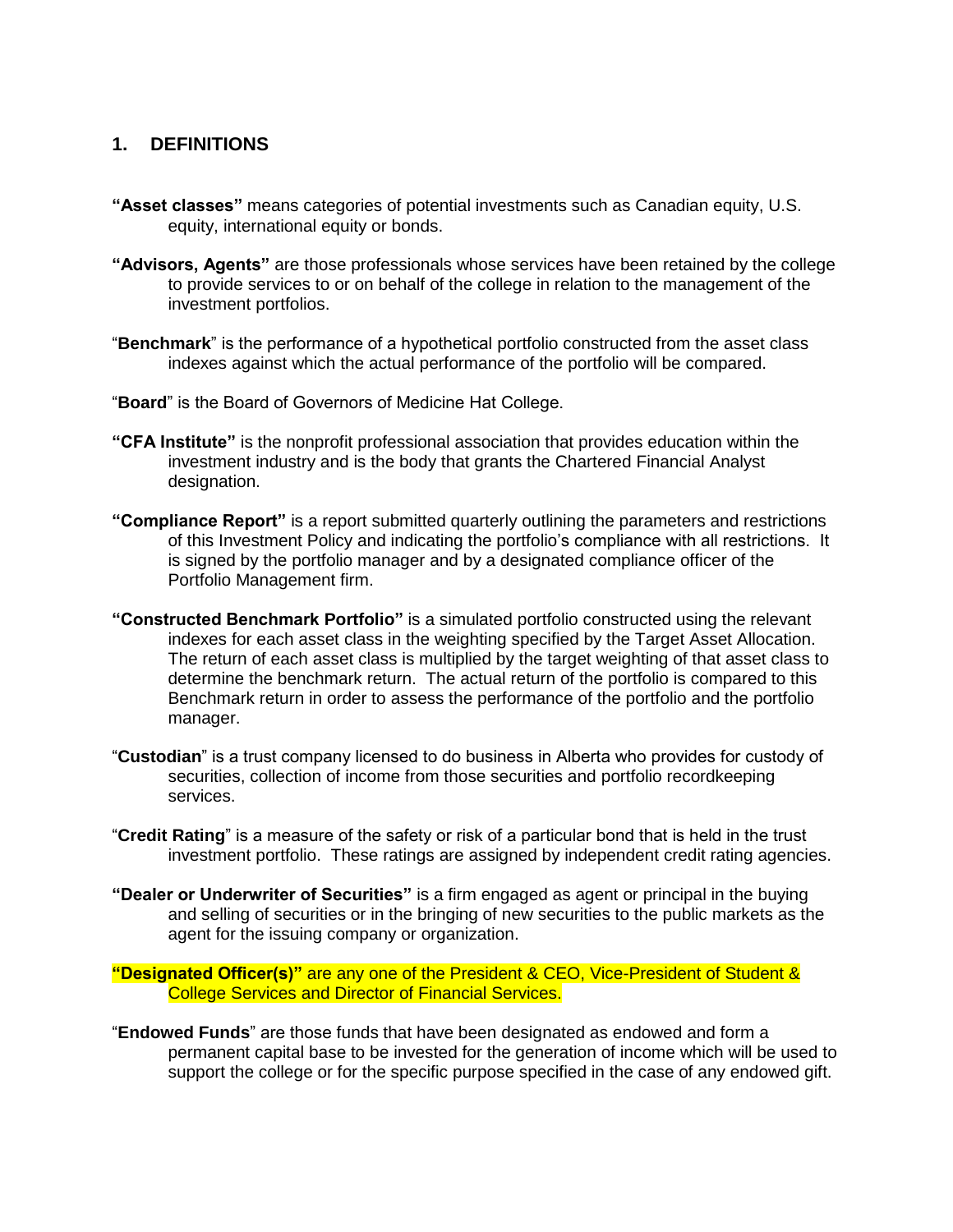## 1. DEFINITIONS

**"Asset classes"** means categories of potential investments such as Canadian equity, U.S. equity, international equity or bonds.

**"Advisors, Agents"** are those professionals whose services have been retained by the college to provide services to or on behalf of the college in relation to the management of the investment portfolios.

"**Benchmark**" is the performance of a hypothetical portfolio constructed from the asset class indexes against which the actual performance of the portfolio will be compared.

"**Board**" is the Board of Governors of Medicine Hat College.

**"CFA Institute"** is the nonprofit professional association that provides education within the investment industry and is the body that grants the Chartered Financial Analyst designation.

**"Compliance Report"** is a report submitted quarterly outlining the parameters and restrictions of this Investment Policy and indicating the portfolio's compliance with all restrictions. It is signed by the portfolio manager and by a designated compliance officer of the Portfolio Management firm.

**"Constructed Benchmark Portfolio"** is a simulated portfolio constructed using the relevant indexes for each asset class in the weighting specified by the Target Asset Allocation. The return of each asset class is multiplied by the target weighting of that asset class to determine the benchmark return. The actual return of the portfolio is compared to this Benchmark return in order to assess the performance of the portfolio and the portfolio manager.

"**Custodian**" is a trust company licensed to do business in Alberta who provides for custody of securities, collection of income from those securities and portfolio recordkeeping services.

"**Credit Rating**" is a measure of the safety or risk of a particular bond that is held in the trust investment portfolio. These ratings are assigned by independent credit rating agencies.

**"Dealer or Underwriter of Securities"** is a firm engaged as agent or principal in the buying and selling of securities or in the bringing of new securities to the public markets as the agent for the issuing company or organization.

**"Designated Officer(s)"** are any one of the President & CEO, Vice-President of Student & College Services and Director of Financial Services.

"**Endowed Funds**" are those funds that have been designated as endowed and form a permanent capital base to be invested for the generation of income which will be used to support the college or for the specific purpose specified in the case of any endowed gift.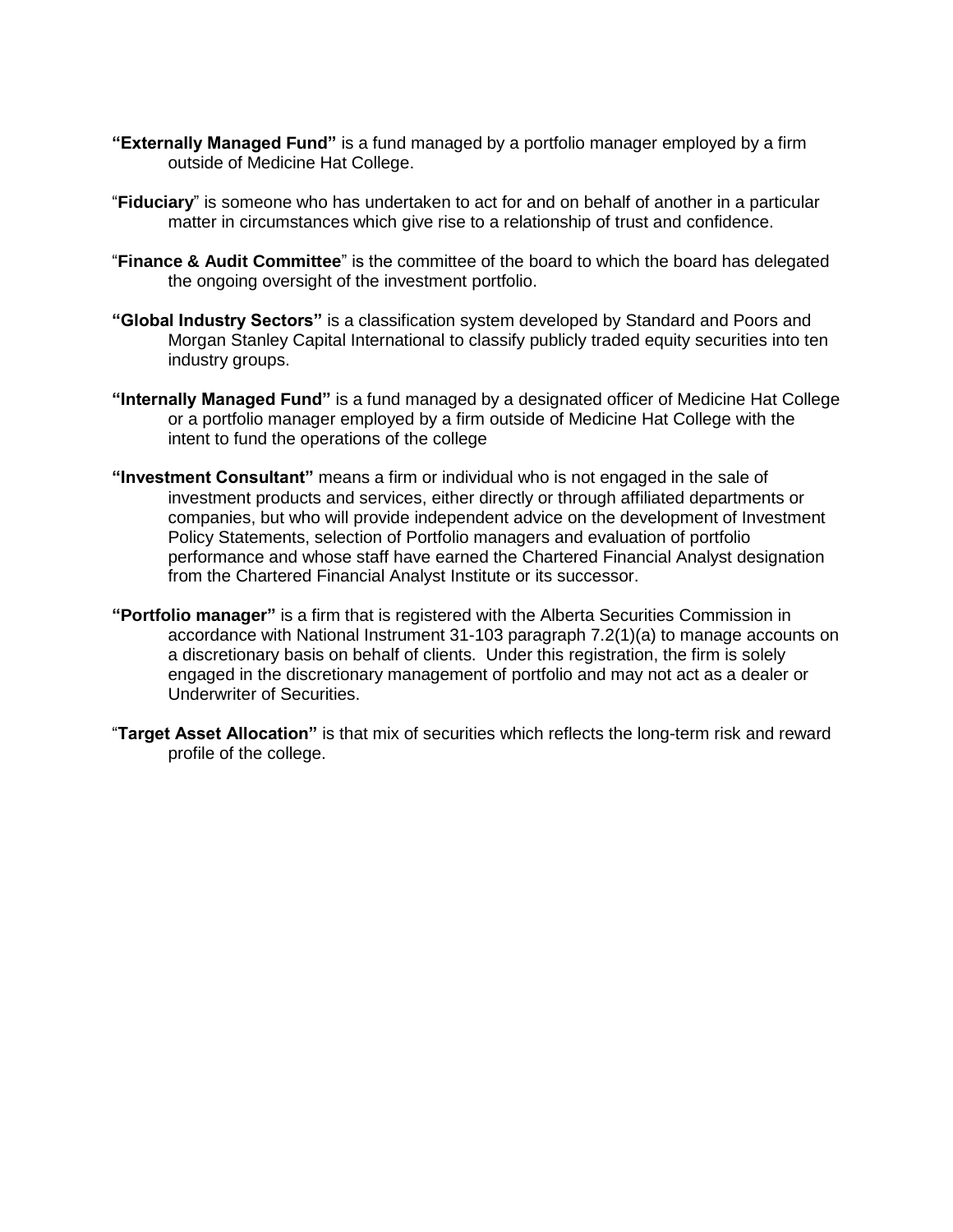**"Externally Managed Fund"** is a fund managed by a portfolio manager employed by a firm outside of Medicine Hat College.

"**Fiduciary**" is someone who has undertaken to act for and on behalf of another in a particular matter in circumstances which give rise to a relationship of trust and confidence.

"**Finance & Audit Committee**" is the committee of the board to which the board has delegated the ongoing oversight of the investment portfolio.

**"Global Industry Sectors"** is a classification system developed by Standard and Poors and Morgan Stanley Capital International to classify publicly traded equity securities into ten industry groups.

**"Internally Managed Fund"** is a fund managed by a designated officer of Medicine Hat College or a portfolio manager employed by a firm outside of Medicine Hat College with the intent to fund the operations of the college

**"Investment Consultant"** means a firm or individual who is not engaged in the sale of investment products and services, either directly or through affiliated departments or companies, but who will provide independent advice on the development of Investment Policy Statements, selection of Portfolio managers and evaluation of portfolio performance and whose staff have earned the Chartered Financial Analyst designation from the Chartered Financial Analyst Institute or its successor.

**"Portfolio manager"** is a firm that is registered with the Alberta Securities Commission in accordance with National Instrument 31-103 paragraph 7.2(1)(a) to manage accounts on a discretionary basis on behalf of clients. Under this registration, the firm is solely engaged in the discretionary management of portfolio and may not act as a dealer or Underwriter of Securities.

"**Target Asset Allocation"** is that mix of securities which reflects the long-term risk and reward profile of the college.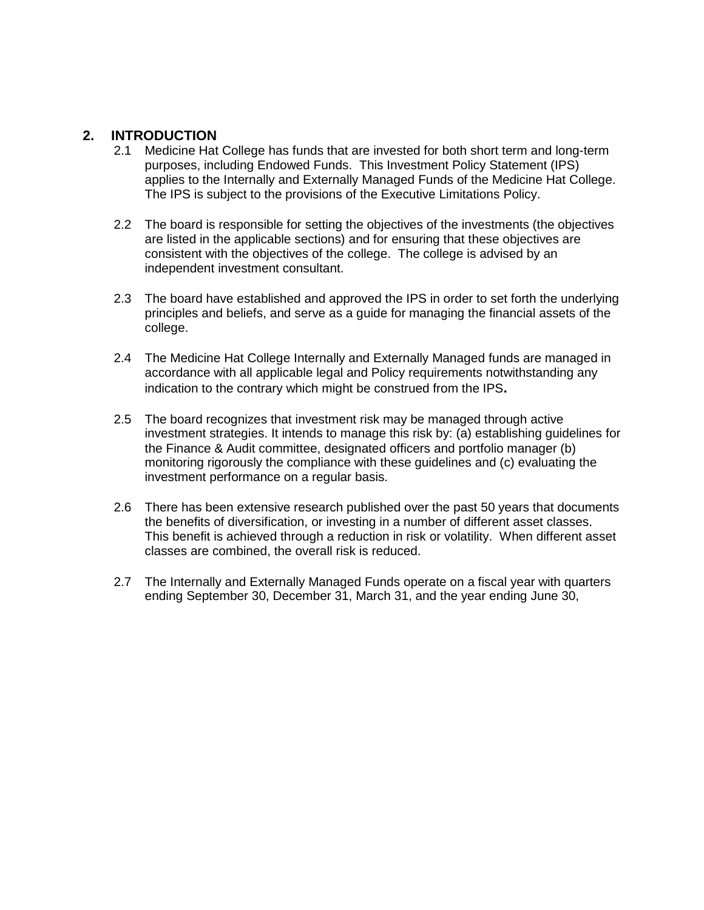## 2. INTRODUCTION

2.1 Medicine Hat College has funds that are invested for both short term and long-term purposes, including Endowed Funds. This Investment Policy Statement (IPS) applies to the Internally and Externally Managed Funds of the Medicine Hat College. The IPS is subject to the provisions of the Executive Limitations Policy.

2.2 The board is responsible for setting the objectives of the investments (the objectives are listed in the applicable sections) and for ensuring that these objectives are consistent with the objectives of the college. The college is advised by an independent investment consultant.

2.3 The board have established and approved the IPS in order to set forth the underlying principles and beliefs, and serve as a guide for managing the financial assets of the college.

2.4 The Medicine Hat College Internally and Externally Managed funds are managed in accordance with all applicable legal and Policy requirements notwithstanding any indication to the contrary which might be construed from the IPS.

2.5 The board recognizes that investment risk may be managed through active investment strategies. It intends to manage this risk by: (a) establishing guidelines for the Finance & Audit committee, designated officers and portfolio manager (b) monitoring rigorously the compliance with these guidelines and (c) evaluating the investment performance on a regular basis.

2.6 There has been extensive research published over the past 50 years that documents the benefits of diversification, or investing in a number of different asset classes. This benefit is achieved through a reduction in risk or volatility. When different asset classes are combined, the overall risk is reduced.

2.7 The Internally and Externally Managed Funds operate on a fiscal year with quarters ending September 30, December 31, March 31, and the year ending June 30,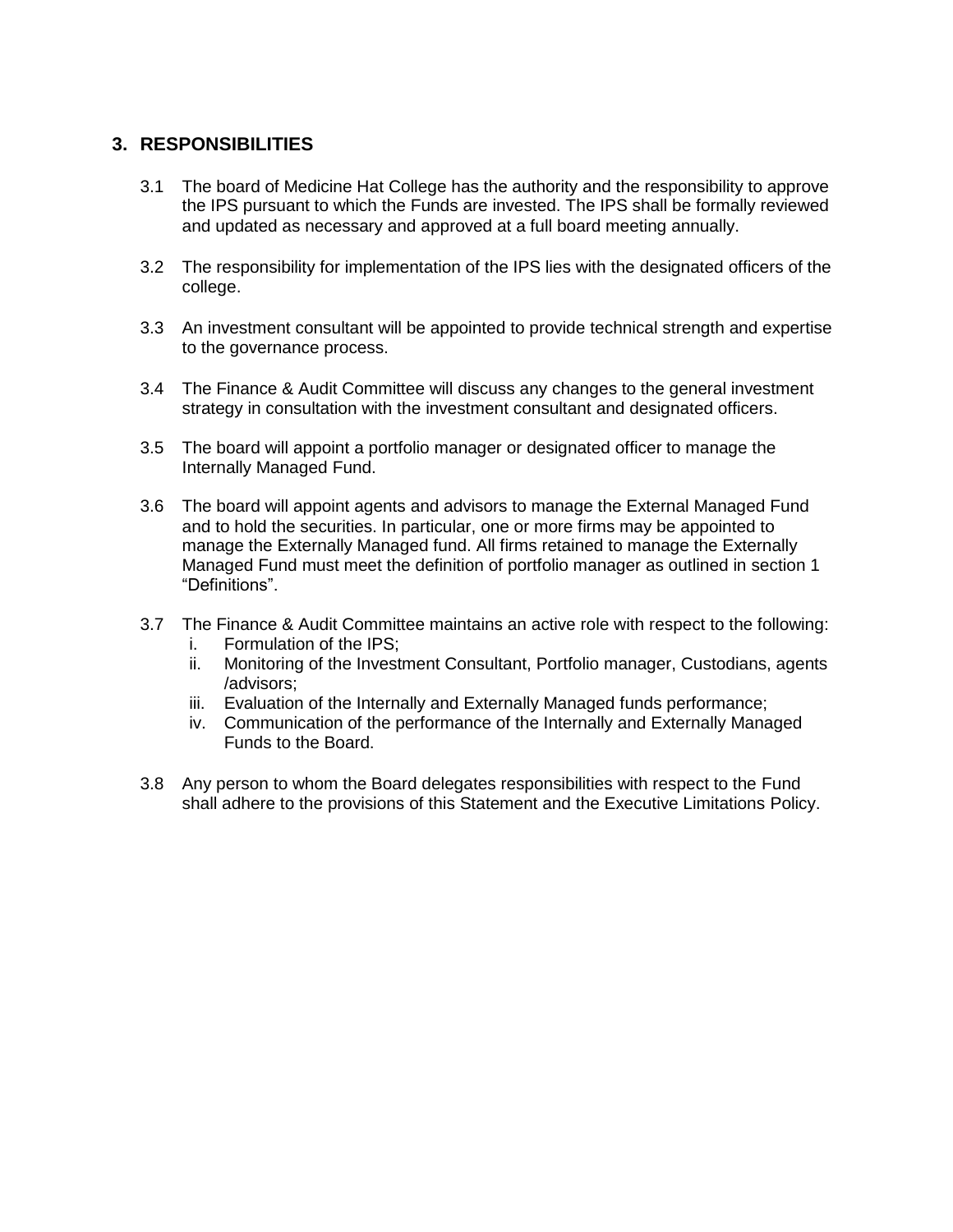## 3. RESPONSIBILITIES

3.1 The board of Medicine Hat College has the authority and the responsibility to approve the IPS pursuant to which the Funds are invested. The IPS shall be formally reviewed and updated as necessary and approved at a full board meeting annually.

3.2 The responsibility for implementation of the IPS lies with the designated officers of the college.

3.3 An investment consultant will be appointed to provide technical strength and expertise to the governance process.

3.4 The Finance & Audit Committee will discuss any changes to the general investment strategy in consultation with the investment consultant and designated officers.

3.5 The board will appoint a portfolio manager or designated officer to manage the Internally Managed Fund.

3.6 The board will appoint agents and advisors to manage the External Managed Fund and to hold the securities. In particular, one or more firms may be appointed to manage the Externally Managed fund. All firms retained to manage the Externally Managed Fund must meet the definition of portfolio manager as outlined in section 1 “Definitions”.

3.7 The Finance & Audit Committee maintains an active role with respect to the following:

i. Formulation of the IPS;
ii. Monitoring of the Investment Consultant, Portfolio manager, Custodians, agents /advisors;
iii. Evaluation of the Internally and Externally Managed funds performance;
iv. Communication of the performance of the Internally and Externally Managed Funds to the Board.

3.8 Any person to whom the Board delegates responsibilities with respect to the Fund shall adhere to the provisions of this Statement and the Executive Limitations Policy.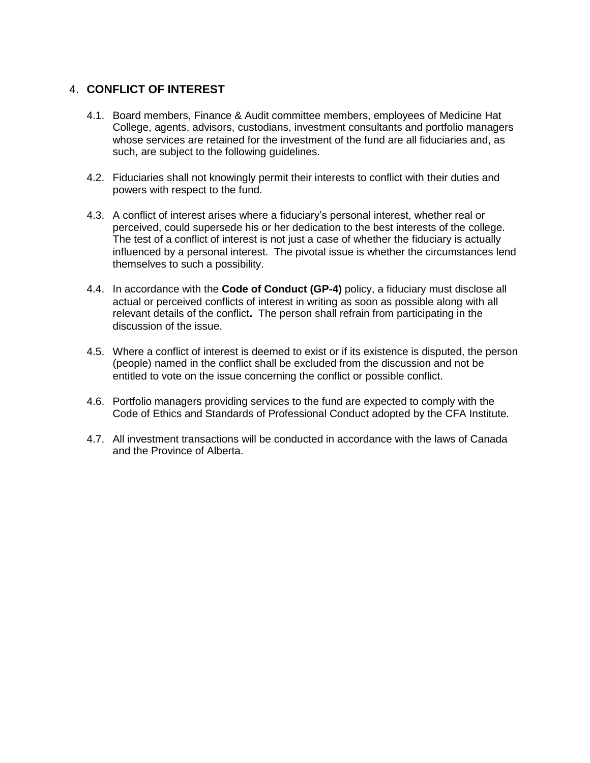## 4. **CONFLICT OF INTEREST**

4.1. Board members, Finance & Audit committee members, employees of Medicine Hat College, agents, advisors, custodians, investment consultants and portfolio managers whose services are retained for the investment of the fund are all fiduciaries and, as such, are subject to the following guidelines.

4.2. Fiduciaries shall not knowingly permit their interests to conflict with their duties and powers with respect to the fund.

4.3. A conflict of interest arises where a fiduciary's personal interest, whether real or perceived, could supersede his or her dedication to the best interests of the college. The test of a conflict of interest is not just a case of whether the fiduciary is actually influenced by a personal interest. The pivotal issue is whether the circumstances lend themselves to such a possibility.

4.4. In accordance with the **Code of Conduct (GP-4)** policy, a fiduciary must disclose all actual or perceived conflicts of interest in writing as soon as possible along with all relevant details of the conflict**.** The person shall refrain from participating in the discussion of the issue.

4.5. Where a conflict of interest is deemed to exist or if its existence is disputed, the person (people) named in the conflict shall be excluded from the discussion and not be entitled to vote on the issue concerning the conflict or possible conflict.

4.6. Portfolio managers providing services to the fund are expected to comply with the Code of Ethics and Standards of Professional Conduct adopted by the CFA Institute.

4.7. All investment transactions will be conducted in accordance with the laws of Canada and the Province of Alberta.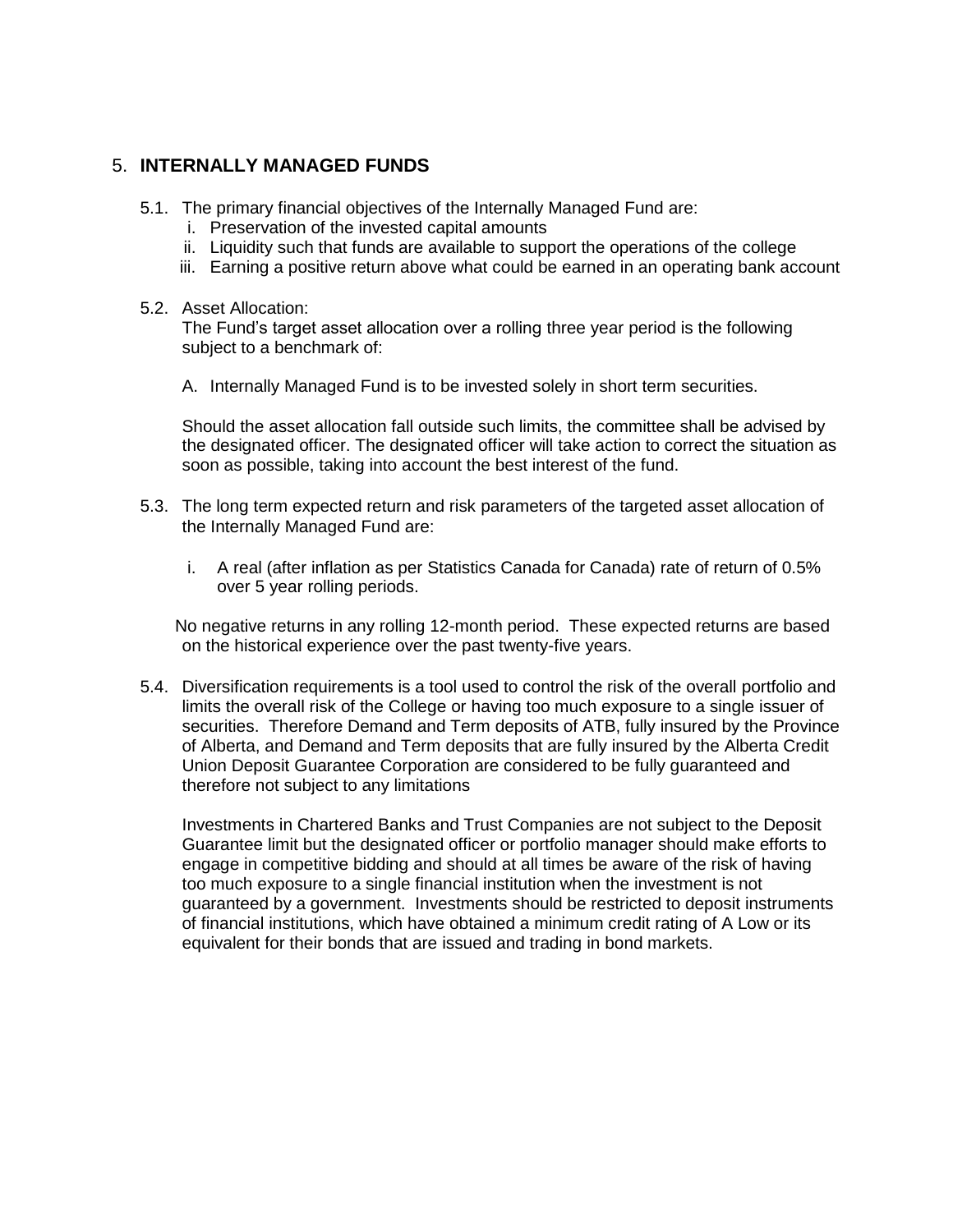## 5. **INTERNALLY MANAGED FUNDS**

5.1. The primary financial objectives of the Internally Managed Fund are:

   i. Preservation of the invested capital amounts
   ii. Liquidity such that funds are available to support the operations of the college
   iii. Earning a positive return above what could be earned in an operating bank account

5.2. Asset Allocation:
The Fund's target asset allocation over a rolling three year period is the following subject to a benchmark of:

   A. Internally Managed Fund is to be invested solely in short term securities.

   Should the asset allocation fall outside such limits, the committee shall be advised by the designated officer. The designated officer will take action to correct the situation as soon as possible, taking into account the best interest of the fund.

5.3. The long term expected return and risk parameters of the targeted asset allocation of the Internally Managed Fund are:

   i. A real (after inflation as per Statistics Canada for Canada) rate of return of 0.5% over 5 year rolling periods.

   No negative returns in any rolling 12-month period. These expected returns are based on the historical experience over the past twenty-five years.

5.4. Diversification requirements is a tool used to control the risk of the overall portfolio and limits the overall risk of the College or having too much exposure to a single issuer of securities. Therefore Demand and Term deposits of ATB, fully insured by the Province of Alberta, and Demand and Term deposits that are fully insured by the Alberta Credit Union Deposit Guarantee Corporation are considered to be fully guaranteed and therefore not subject to any limitations

   Investments in Chartered Banks and Trust Companies are not subject to the Deposit Guarantee limit but the designated officer or portfolio manager should make efforts to engage in competitive bidding and should at all times be aware of the risk of having too much exposure to a single financial institution when the investment is not guaranteed by a government. Investments should be restricted to deposit instruments of financial institutions, which have obtained a minimum credit rating of A Low or its equivalent for their bonds that are issued and trading in bond markets.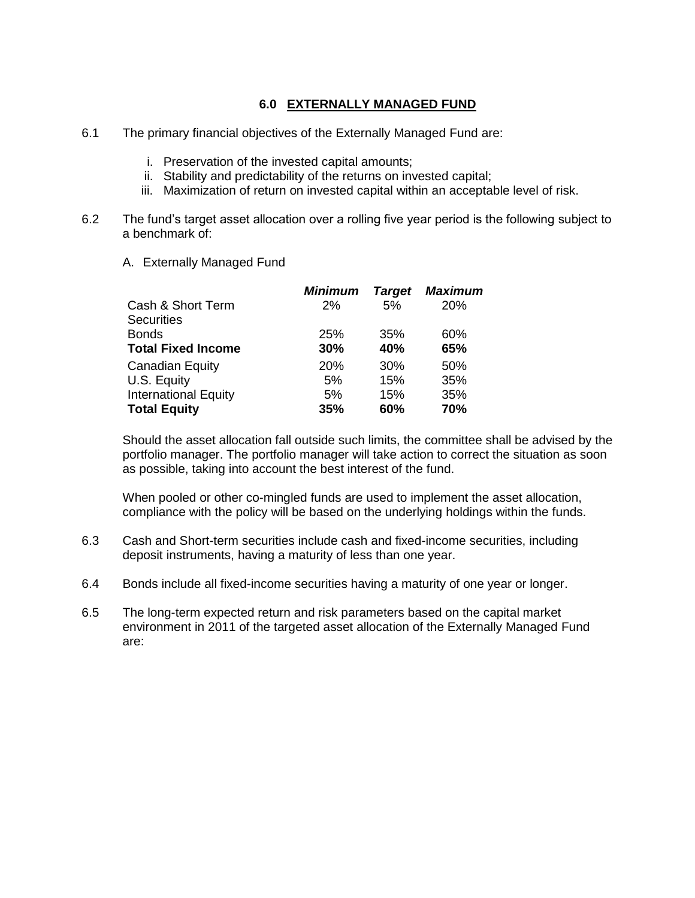## 6.0 EXTERNALLY MANAGED FUND

6.1 The primary financial objectives of the Externally Managed Fund are:

i. Preservation of the invested capital amounts;
ii. Stability and predictability of the returns on invested capital;
iii. Maximization of return on invested capital within an acceptable level of risk.

6.2 The fund's target asset allocation over a rolling five year period is the following subject to a benchmark of:

A. Externally Managed Fund

| | ***Minimum*** | ***Target*** | ***Maximum*** |
|---|---|---|---|
| Cash & Short Term Securities | 2% | 5% | 20% |
| Bonds | 25% | 35% | 60% |
| **Total Fixed Income** | **30%** | **40%** | **65%** |
| Canadian Equity | 20% | 30% | 50% |
| U.S. Equity | 5% | 15% | 35% |
| International Equity | 5% | 15% | 35% |
| **Total Equity** | **35%** | **60%** | **70%** |

Should the asset allocation fall outside such limits, the committee shall be advised by the portfolio manager. The portfolio manager will take action to correct the situation as soon as possible, taking into account the best interest of the fund.

When pooled or other co-mingled funds are used to implement the asset allocation, compliance with the policy will be based on the underlying holdings within the funds.

6.3 Cash and Short-term securities include cash and fixed-income securities, including deposit instruments, having a maturity of less than one year.

6.4 Bonds include all fixed-income securities having a maturity of one year or longer.

6.5 The long-term expected return and risk parameters based on the capital market environment in 2011 of the targeted asset allocation of the Externally Managed Fund are: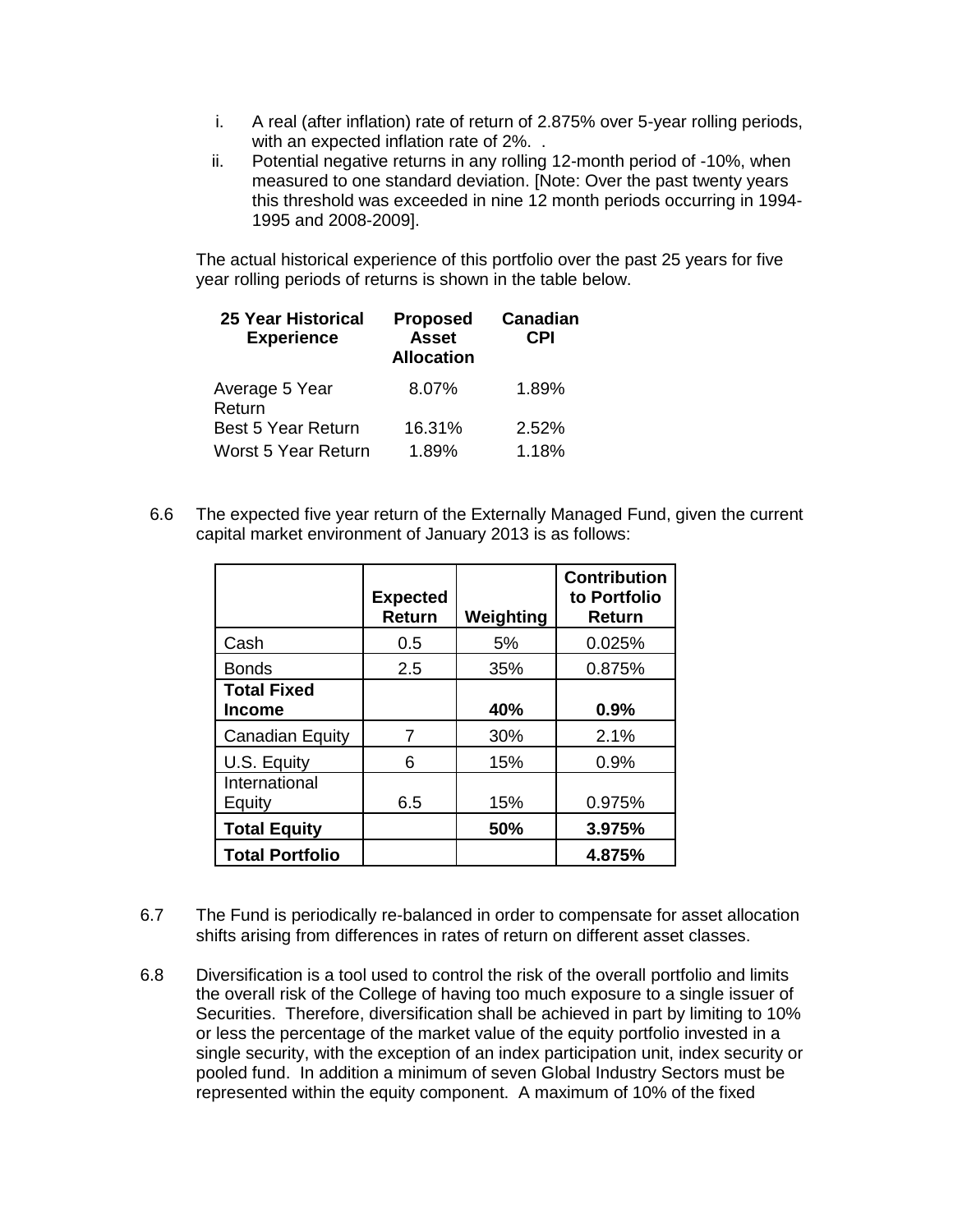i. A real (after inflation) rate of return of 2.875% over 5-year rolling periods, with an expected inflation rate of 2%. .
ii. Potential negative returns in any rolling 12-month period of -10%, when measured to one standard deviation. [Note: Over the past twenty years this threshold was exceeded in nine 12 month periods occurring in 1994-1995 and 2008-2009].

The actual historical experience of this portfolio over the past 25 years for five year rolling periods of returns is shown in the table below.

| 25 Year Historical Experience | Proposed Asset Allocation | Canadian CPI |
|---|---|---|
| Average 5 Year Return | 8.07% | 1.89% |
| Best 5 Year Return | 16.31% | 2.52% |
| Worst 5 Year Return | 1.89% | 1.18% |

6.6 The expected five year return of the Externally Managed Fund, given the current capital market environment of January 2013 is as follows:

| | Expected Return | Weighting | Contribution to Portfolio Return |
|---|---|---|---|
| Cash | 0.5 | 5% | 0.025% |
| Bonds | 2.5 | 35% | 0.875% |
| **Total Fixed Income** | | **40%** | **0.9%** |
| Canadian Equity | 7 | 30% | 2.1% |
| U.S. Equity | 6 | 15% | 0.9% |
| International Equity | 6.5 | 15% | 0.975% |
| **Total Equity** | | **50%** | **3.975%** |
| **Total Portfolio** | | | **4.875%** |

6.7 The Fund is periodically re-balanced in order to compensate for asset allocation shifts arising from differences in rates of return on different asset classes.

6.8 Diversification is a tool used to control the risk of the overall portfolio and limits the overall risk of the College of having too much exposure to a single issuer of Securities. Therefore, diversification shall be achieved in part by limiting to 10% or less the percentage of the market value of the equity portfolio invested in a single security, with the exception of an index participation unit, index security or pooled fund. In addition a minimum of seven Global Industry Sectors must be represented within the equity component. A maximum of 10% of the fixed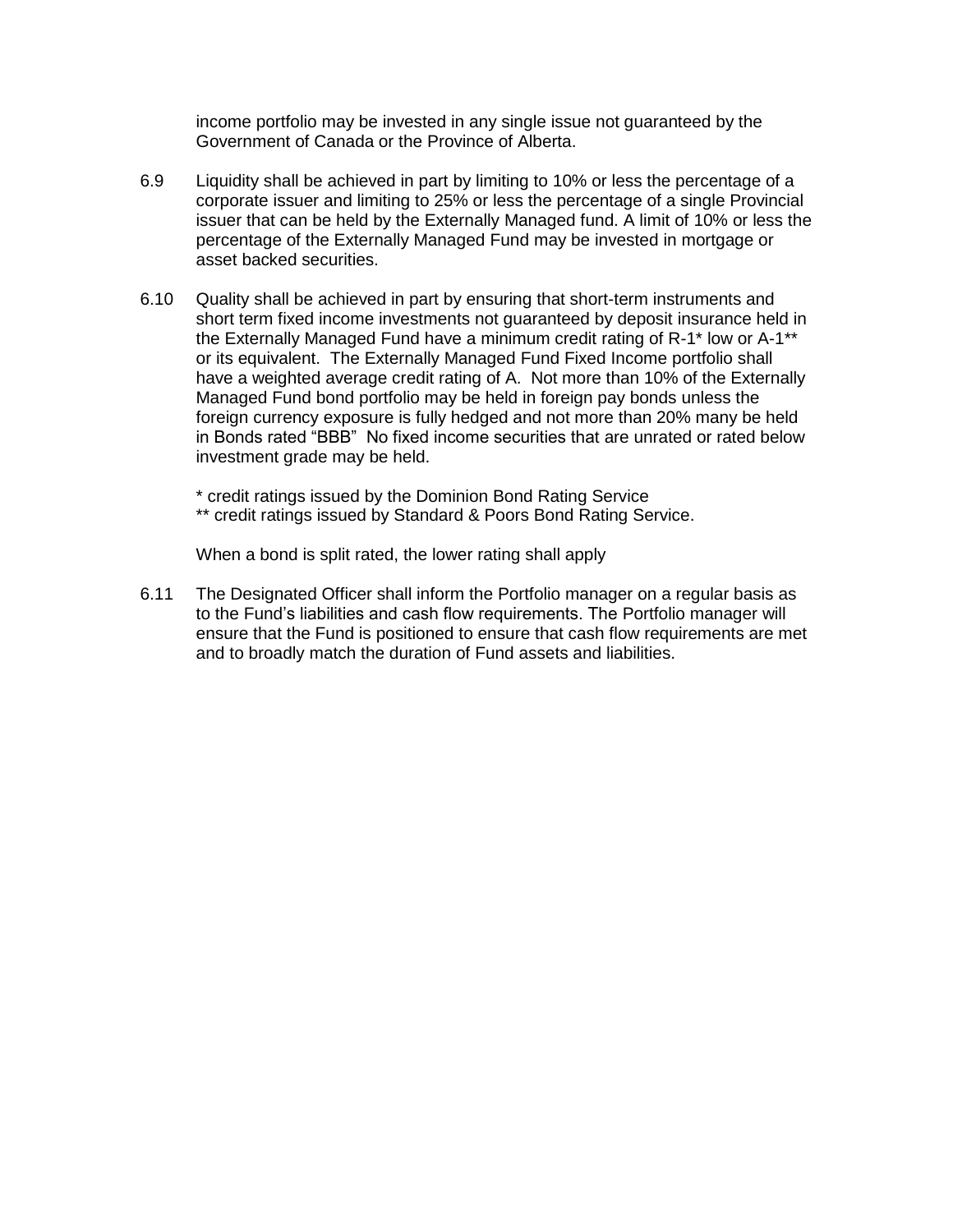income portfolio may be invested in any single issue not guaranteed by the Government of Canada or the Province of Alberta.

6.9 Liquidity shall be achieved in part by limiting to 10% or less the percentage of a corporate issuer and limiting to 25% or less the percentage of a single Provincial issuer that can be held by the Externally Managed fund. A limit of 10% or less the percentage of the Externally Managed Fund may be invested in mortgage or asset backed securities.

6.10 Quality shall be achieved in part by ensuring that short-term instruments and short term fixed income investments not guaranteed by deposit insurance held in the Externally Managed Fund have a minimum credit rating of R-1* low or A-1** or its equivalent. The Externally Managed Fund Fixed Income portfolio shall have a weighted average credit rating of A. Not more than 10% of the Externally Managed Fund bond portfolio may be held in foreign pay bonds unless the foreign currency exposure is fully hedged and not more than 20% many be held in Bonds rated "BBB" No fixed income securities that are unrated or rated below investment grade may be held.

 * credit ratings issued by the Dominion Bond Rating Service
 ** credit ratings issued by Standard & Poors Bond Rating Service.

 When a bond is split rated, the lower rating shall apply

6.11 The Designated Officer shall inform the Portfolio manager on a regular basis as to the Fund's liabilities and cash flow requirements. The Portfolio manager will ensure that the Fund is positioned to ensure that cash flow requirements are met and to broadly match the duration of Fund assets and liabilities.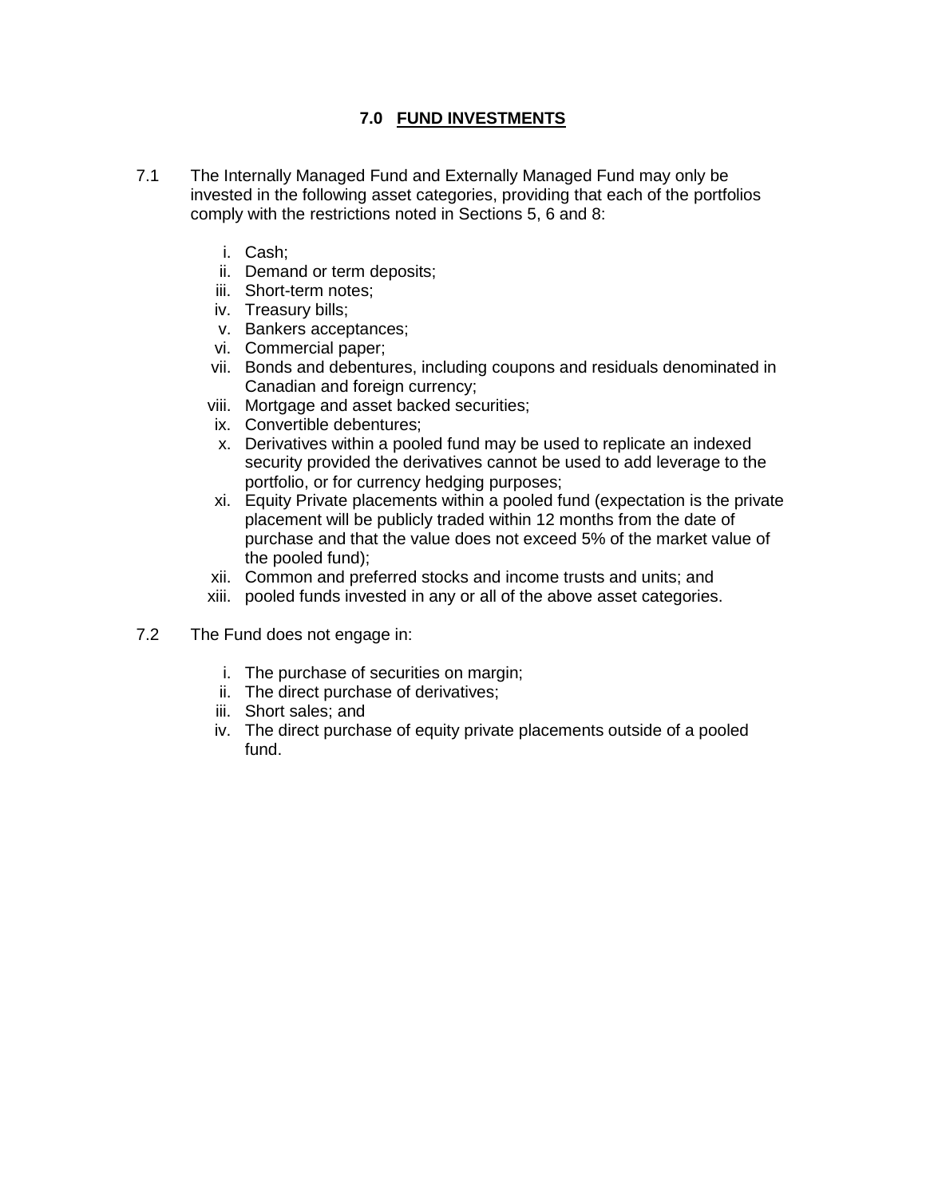## 7.0 FUND INVESTMENTS

7.1 The Internally Managed Fund and Externally Managed Fund may only be invested in the following asset categories, providing that each of the portfolios comply with the restrictions noted in Sections 5, 6 and 8:

i. Cash;
ii. Demand or term deposits;
iii. Short-term notes;
iv. Treasury bills;
v. Bankers acceptances;
vi. Commercial paper;
vii. Bonds and debentures, including coupons and residuals denominated in Canadian and foreign currency;
viii. Mortgage and asset backed securities;
ix. Convertible debentures;
x. Derivatives within a pooled fund may be used to replicate an indexed security provided the derivatives cannot be used to add leverage to the portfolio, or for currency hedging purposes;
xi. Equity Private placements within a pooled fund (expectation is the private placement will be publicly traded within 12 months from the date of purchase and that the value does not exceed 5% of the market value of the pooled fund);
xii. Common and preferred stocks and income trusts and units; and
xiii. pooled funds invested in any or all of the above asset categories.

7.2 The Fund does not engage in:

i. The purchase of securities on margin;
ii. The direct purchase of derivatives;
iii. Short sales; and
iv. The direct purchase of equity private placements outside of a pooled fund.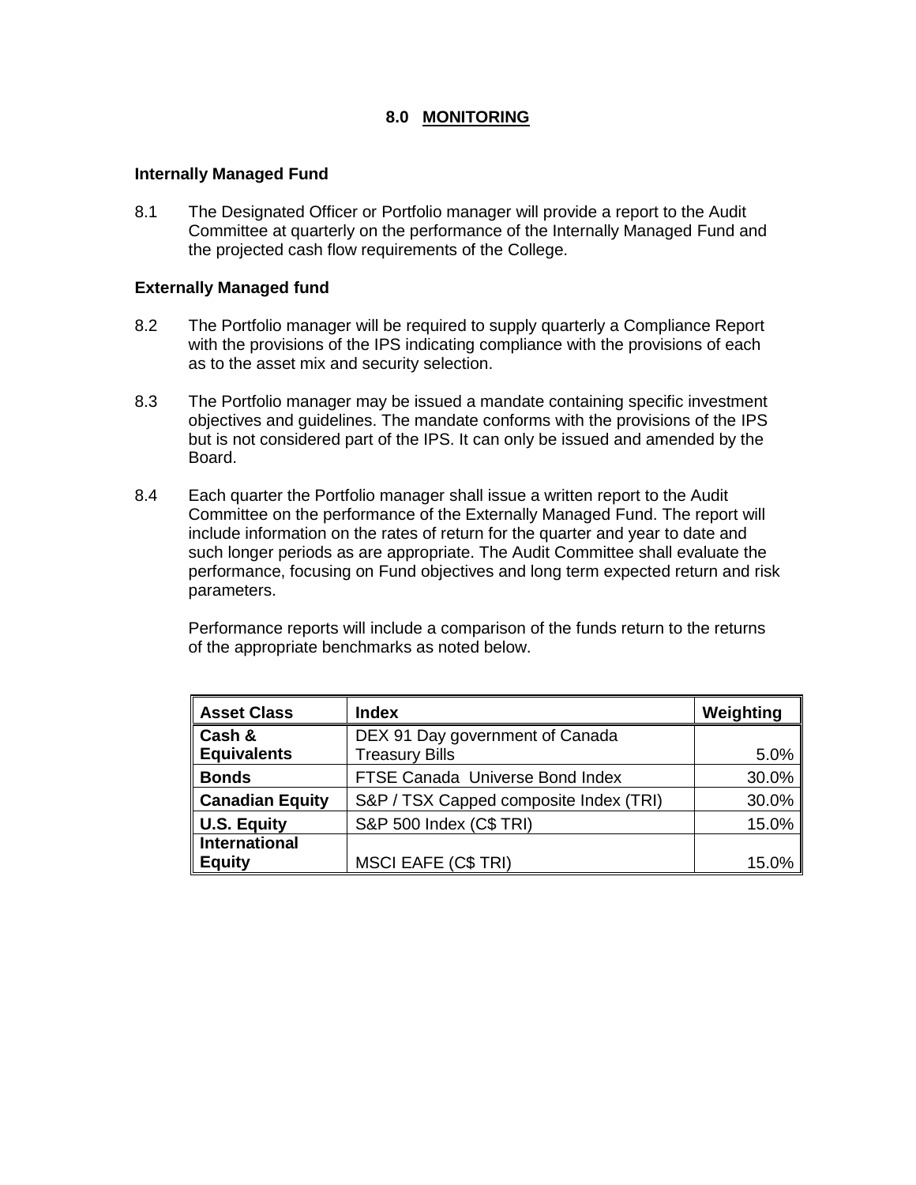## 8.0 MONITORING

**Internally Managed Fund**

8.1 The Designated Officer or Portfolio manager will provide a report to the Audit Committee at quarterly on the performance of the Internally Managed Fund and the projected cash flow requirements of the College.

**Externally Managed fund**

8.2 The Portfolio manager will be required to supply quarterly a Compliance Report with the provisions of the IPS indicating compliance with the provisions of each as to the asset mix and security selection.

8.3 The Portfolio manager may be issued a mandate containing specific investment objectives and guidelines. The mandate conforms with the provisions of the IPS but is not considered part of the IPS. It can only be issued and amended by the Board.

8.4 Each quarter the Portfolio manager shall issue a written report to the Audit Committee on the performance of the Externally Managed Fund. The report will include information on the rates of return for the quarter and year to date and such longer periods as are appropriate. The Audit Committee shall evaluate the performance, focusing on Fund objectives and long term expected return and risk parameters.

Performance reports will include a comparison of the funds return to the returns of the appropriate benchmarks as noted below.

| Asset Class | Index | Weighting |
|---|---|---|
| **Cash & Equivalents** | DEX 91 Day government of Canada Treasury Bills | 5.0% |
| **Bonds** | FTSE Canada Universe Bond Index | 30.0% |
| **Canadian Equity** | S&P / TSX Capped composite Index (TRI) | 30.0% |
| **U.S. Equity** | S&P 500 Index (C$ TRI) | 15.0% |
| **International Equity** | MSCI EAFE (C$ TRI) | 15.0% |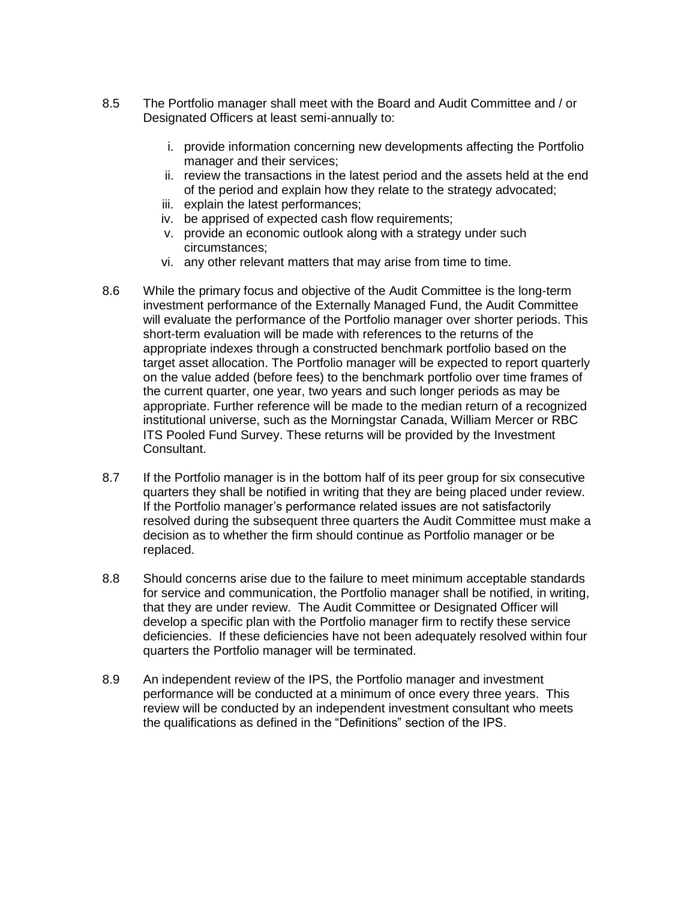8.5 The Portfolio manager shall meet with the Board and Audit Committee and / or Designated Officers at least semi-annually to:

i. provide information concerning new developments affecting the Portfolio manager and their services;
ii. review the transactions in the latest period and the assets held at the end of the period and explain how they relate to the strategy advocated;
iii. explain the latest performances;
iv. be apprised of expected cash flow requirements;
v. provide an economic outlook along with a strategy under such circumstances;
vi. any other relevant matters that may arise from time to time.

8.6 While the primary focus and objective of the Audit Committee is the long-term investment performance of the Externally Managed Fund, the Audit Committee will evaluate the performance of the Portfolio manager over shorter periods. This short-term evaluation will be made with references to the returns of the appropriate indexes through a constructed benchmark portfolio based on the target asset allocation. The Portfolio manager will be expected to report quarterly on the value added (before fees) to the benchmark portfolio over time frames of the current quarter, one year, two years and such longer periods as may be appropriate. Further reference will be made to the median return of a recognized institutional universe, such as the Morningstar Canada, William Mercer or RBC ITS Pooled Fund Survey. These returns will be provided by the Investment Consultant.

8.7 If the Portfolio manager is in the bottom half of its peer group for six consecutive quarters they shall be notified in writing that they are being placed under review. If the Portfolio manager's performance related issues are not satisfactorily resolved during the subsequent three quarters the Audit Committee must make a decision as to whether the firm should continue as Portfolio manager or be replaced.

8.8 Should concerns arise due to the failure to meet minimum acceptable standards for service and communication, the Portfolio manager shall be notified, in writing, that they are under review. The Audit Committee or Designated Officer will develop a specific plan with the Portfolio manager firm to rectify these service deficiencies. If these deficiencies have not been adequately resolved within four quarters the Portfolio manager will be terminated.

8.9 An independent review of the IPS, the Portfolio manager and investment performance will be conducted at a minimum of once every three years. This review will be conducted by an independent investment consultant who meets the qualifications as defined in the "Definitions" section of the IPS.